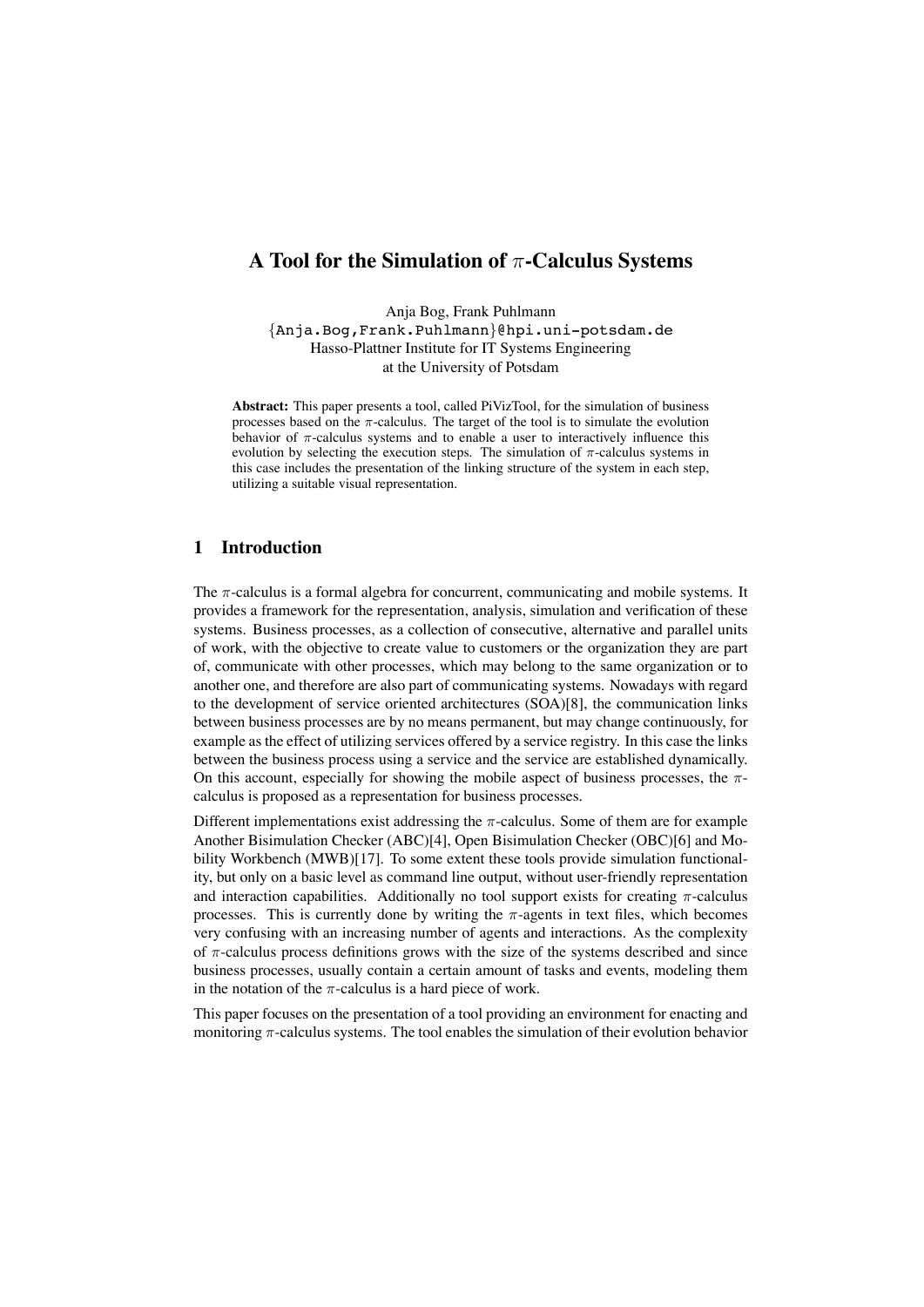# A Tool for the Simulation of $\pi$-Calculus Systems

Anja Bog, Frank Puhlmann
{Anja.Bog,Frank.Puhlmann}@hpi.uni-potsdam.de
Hasso-Plattner Institute for IT Systems Engineering
at the University of Potsdam

**Abstract:** This paper presents a tool, called PiVizTool, for the simulation of business processes based on the $\pi$-calculus. The target of the tool is to simulate the evolution behavior of $\pi$-calculus systems and to enable a user to interactively influence this evolution by selecting the execution steps. The simulation of $\pi$-calculus systems in this case includes the presentation of the linking structure of the system in each step, utilizing a suitable visual representation.

## 1 Introduction

The $\pi$-calculus is a formal algebra for concurrent, communicating and mobile systems. It provides a framework for the representation, analysis, simulation and verification of these systems. Business processes, as a collection of consecutive, alternative and parallel units of work, with the objective to create value to customers or the organization they are part of, communicate with other processes, which may belong to the same organization or to another one, and therefore are also part of communicating systems. Nowadays with regard to the development of service oriented architectures (SOA)[8], the communication links between business processes are by no means permanent, but may change continuously, for example as the effect of utilizing services offered by a service registry. In this case the links between the business process using a service and the service are established dynamically. On this account, especially for showing the mobile aspect of business processes, the $\pi$-calculus is proposed as a representation for business processes.

Different implementations exist addressing the $\pi$-calculus. Some of them are for example Another Bisimulation Checker (ABC)[4], Open Bisimulation Checker (OBC)[6] and Mobility Workbench (MWB)[17]. To some extent these tools provide simulation functionality, but only on a basic level as command line output, without user-friendly representation and interaction capabilities. Additionally no tool support exists for creating $\pi$-calculus processes. This is currently done by writing the $\pi$-agents in text files, which becomes very confusing with an increasing number of agents and interactions. As the complexity of $\pi$-calculus process definitions grows with the size of the systems described and since business processes, usually contain a certain amount of tasks and events, modeling them in the notation of the $\pi$-calculus is a hard piece of work.

This paper focuses on the presentation of a tool providing an environment for enacting and monitoring $\pi$-calculus systems. The tool enables the simulation of their evolution behavior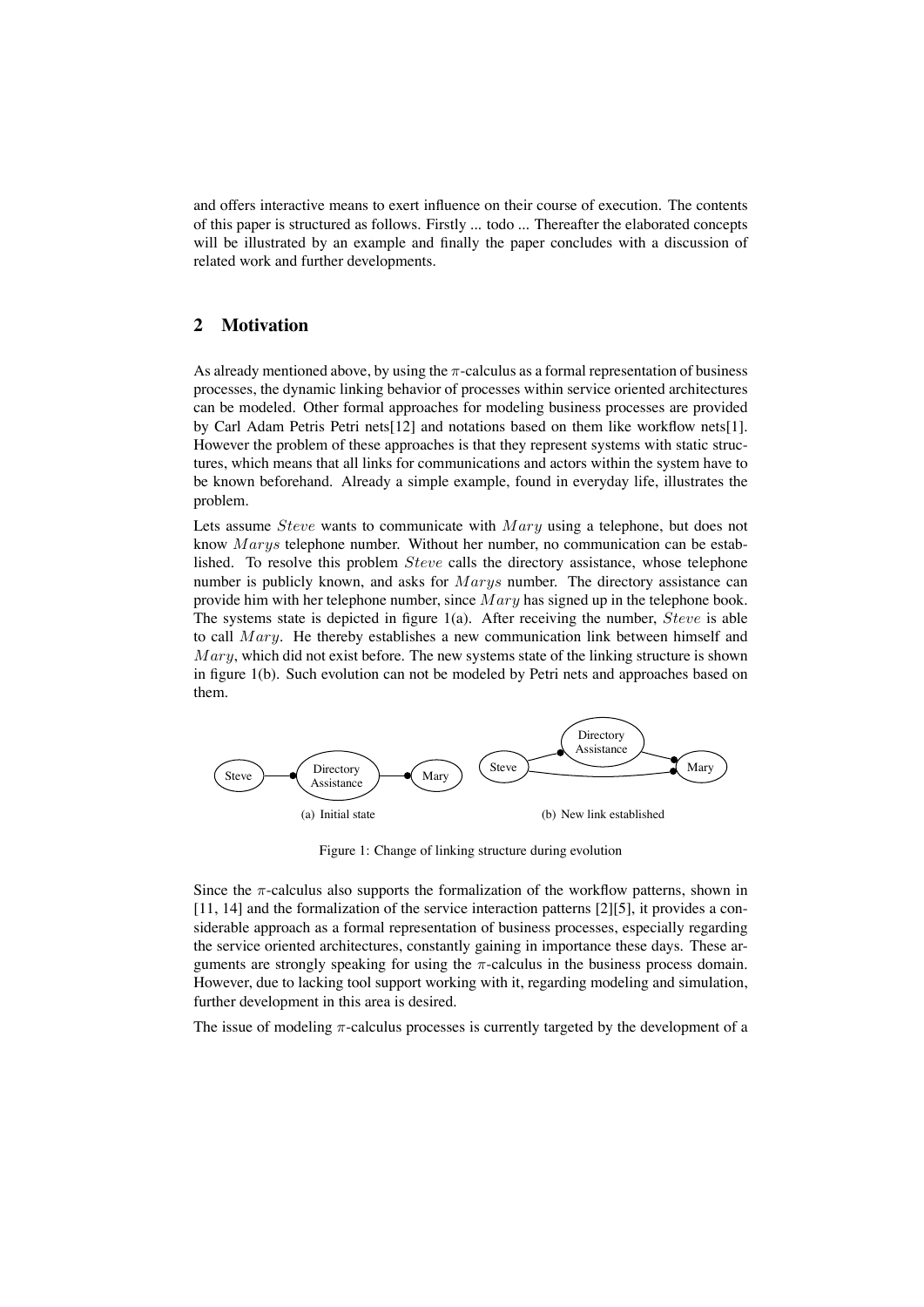and offers interactive means to exert influence on their course of execution. The contents of this paper is structured as follows. Firstly ... todo ... Thereafter the elaborated concepts will be illustrated by an example and finally the paper concludes with a discussion of related work and further developments.

## 2 Motivation

As already mentioned above, by using the $\pi$-calculus as a formal representation of business processes, the dynamic linking behavior of processes within service oriented architectures can be modeled. Other formal approaches for modeling business processes are provided by Carl Adam Petris Petri nets[12] and notations based on them like workflow nets[1]. However the problem of these approaches is that they represent systems with static structures, which means that all links for communications and actors within the system have to be known beforehand. Already a simple example, found in everyday life, illustrates the problem.

Lets assume $Steve$ wants to communicate with $Mary$ using a telephone, but does not know $Marys$ telephone number. Without her number, no communication can be established. To resolve this problem $Steve$ calls the directory assistance, whose telephone number is publicly known, and asks for $Marys$ number. The directory assistance can provide him with her telephone number, since $Mary$ has signed up in the telephone book. The systems state is depicted in figure 1(a). After receiving the number, $Steve$ is able to call $Mary$. He thereby establishes a new communication link between himself and $Mary$, which did not exist before. The new systems state of the linking structure is shown in figure 1(b). Such evolution can not be modeled by Petri nets and approaches based on them.

(a) Initial state

(b) New link established

Figure 1: Change of linking structure during evolution

Since the $\pi$-calculus also supports the formalization of the workflow patterns, shown in [11, 14] and the formalization of the service interaction patterns [2][5], it provides a considerable approach as a formal representation of business processes, especially regarding the service oriented architectures, constantly gaining in importance these days. These arguments are strongly speaking for using the $\pi$-calculus in the business process domain. However, due to lacking tool support working with it, regarding modeling and simulation, further development in this area is desired.

The issue of modeling $\pi$-calculus processes is currently targeted by the development of a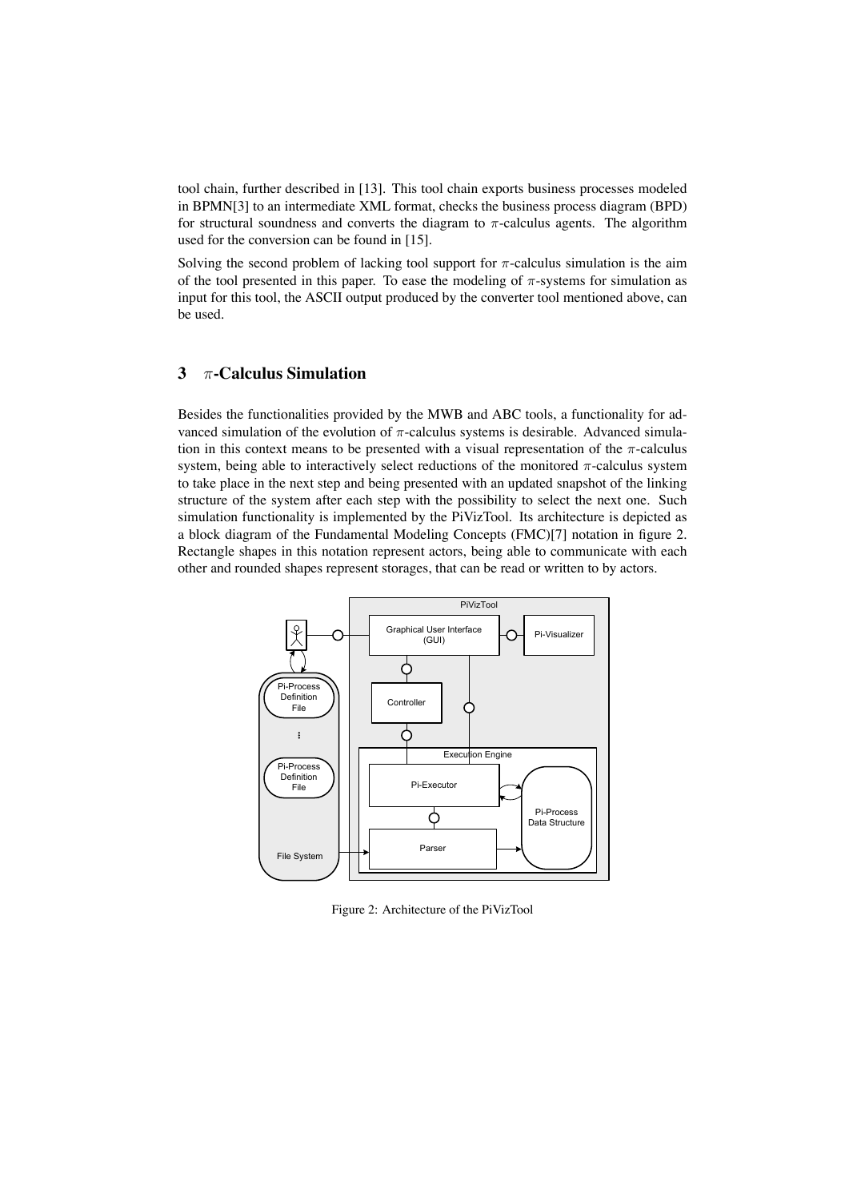tool chain, further described in [13]. This tool chain exports business processes modeled in BPMN[3] to an intermediate XML format, checks the business process diagram (BPD) for structural soundness and converts the diagram to $\pi$-calculus agents. The algorithm used for the conversion can be found in [15].

Solving the second problem of lacking tool support for $\pi$-calculus simulation is the aim of the tool presented in this paper. To ease the modeling of $\pi$-systems for simulation as input for this tool, the ASCII output produced by the converter tool mentioned above, can be used.

## 3 $\pi$-Calculus Simulation

Besides the functionalities provided by the MWB and ABC tools, a functionality for advanced simulation of the evolution of $\pi$-calculus systems is desirable. Advanced simulation in this context means to be presented with a visual representation of the $\pi$-calculus system, being able to interactively select reductions of the monitored $\pi$-calculus system to take place in the next step and being presented with an updated snapshot of the linking structure of the system after each step with the possibility to select the next one. Such simulation functionality is implemented by the PiVizTool. Its architecture is depicted as a block diagram of the Fundamental Modeling Concepts (FMC)[7] notation in figure 2. Rectangle shapes in this notation represent actors, being able to communicate with each other and rounded shapes represent storages, that can be read or written to by actors.

Figure 2: Architecture of the PiVizTool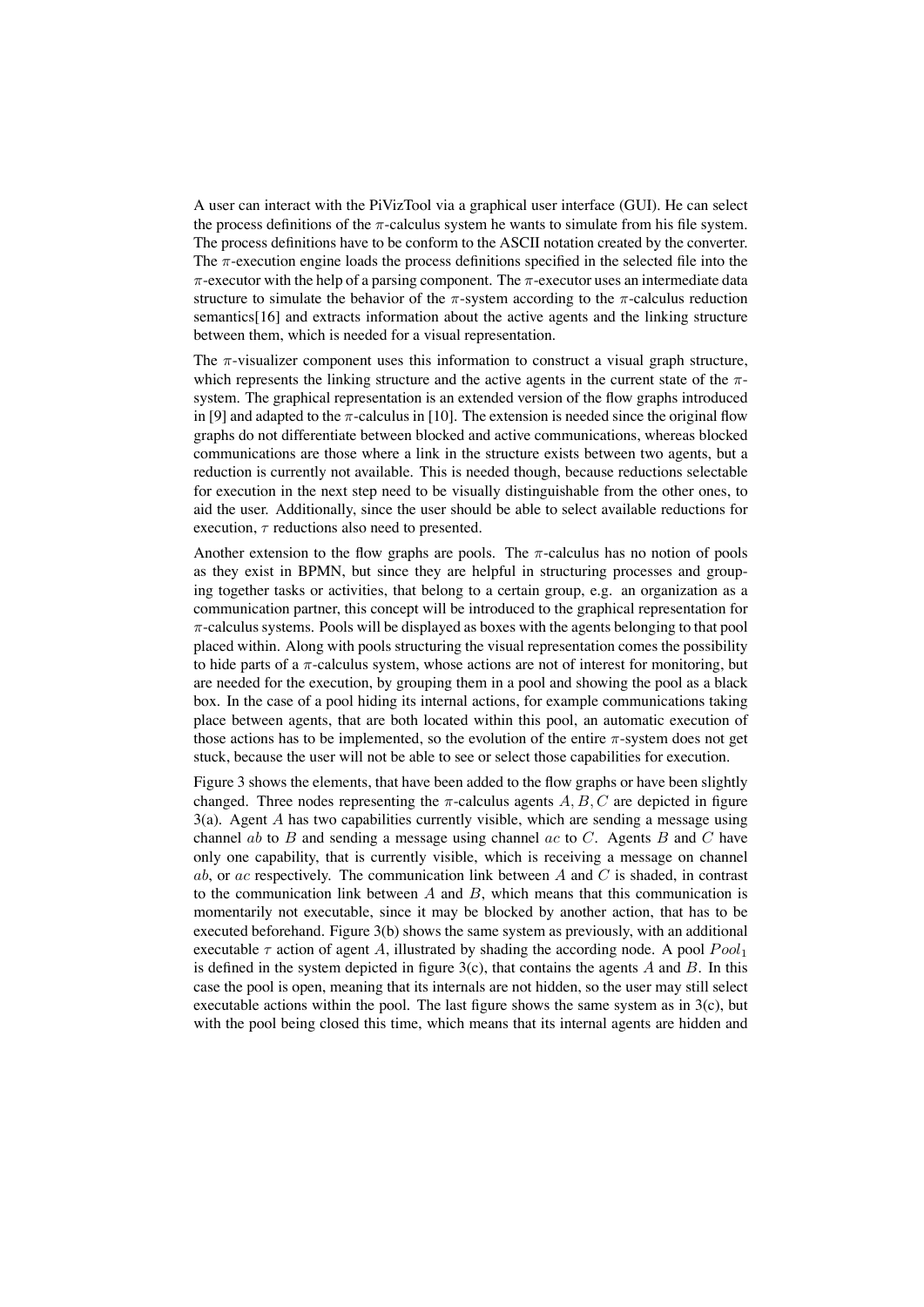A user can interact with the PiVizTool via a graphical user interface (GUI). He can select the process definitions of the $\pi$-calculus system he wants to simulate from his file system. The process definitions have to be conform to the ASCII notation created by the converter. The $\pi$-execution engine loads the process definitions specified in the selected file into the $\pi$-executor with the help of a parsing component. The $\pi$-executor uses an intermediate data structure to simulate the behavior of the $\pi$-system according to the $\pi$-calculus reduction semantics[16] and extracts information about the active agents and the linking structure between them, which is needed for a visual representation.

The $\pi$-visualizer component uses this information to construct a visual graph structure, which represents the linking structure and the active agents in the current state of the $\pi$-system. The graphical representation is an extended version of the flow graphs introduced in [9] and adapted to the $\pi$-calculus in [10]. The extension is needed since the original flow graphs do not differentiate between blocked and active communications, whereas blocked communications are those where a link in the structure exists between two agents, but a reduction is currently not available. This is needed though, because reductions selectable for execution in the next step need to be visually distinguishable from the other ones, to aid the user. Additionally, since the user should be able to select available reductions for execution, $\tau$ reductions also need to presented.

Another extension to the flow graphs are pools. The $\pi$-calculus has no notion of pools as they exist in BPMN, but since they are helpful in structuring processes and grouping together tasks or activities, that belong to a certain group, e.g. an organization as a communication partner, this concept will be introduced to the graphical representation for $\pi$-calculus systems. Pools will be displayed as boxes with the agents belonging to that pool placed within. Along with pools structuring the visual representation comes the possibility to hide parts of a $\pi$-calculus system, whose actions are not of interest for monitoring, but are needed for the execution, by grouping them in a pool and showing the pool as a black box. In the case of a pool hiding its internal actions, for example communications taking place between agents, that are both located within this pool, an automatic execution of those actions has to be implemented, so the evolution of the entire $\pi$-system does not get stuck, because the user will not be able to see or select those capabilities for execution.

Figure 3 shows the elements, that have been added to the flow graphs or have been slightly changed. Three nodes representing the $\pi$-calculus agents $A, B, C$ are depicted in figure 3(a). Agent $A$ has two capabilities currently visible, which are sending a message using channel $ab$ to $B$ and sending a message using channel $ac$ to $C$. Agents $B$ and $C$ have only one capability, that is currently visible, which is receiving a message on channel $ab$, or $ac$ respectively. The communication link between $A$ and $C$ is shaded, in contrast to the communication link between $A$ and $B$, which means that this communication is momentarily not executable, since it may be blocked by another action, that has to be executed beforehand. Figure 3(b) shows the same system as previously, with an additional executable $\tau$ action of agent $A$, illustrated by shading the according node. A pool $Pool_1$ is defined in the system depicted in figure 3(c), that contains the agents $A$ and $B$. In this case the pool is open, meaning that its internals are not hidden, so the user may still select executable actions within the pool. The last figure shows the same system as in 3(c), but with the pool being closed this time, which means that its internal agents are hidden and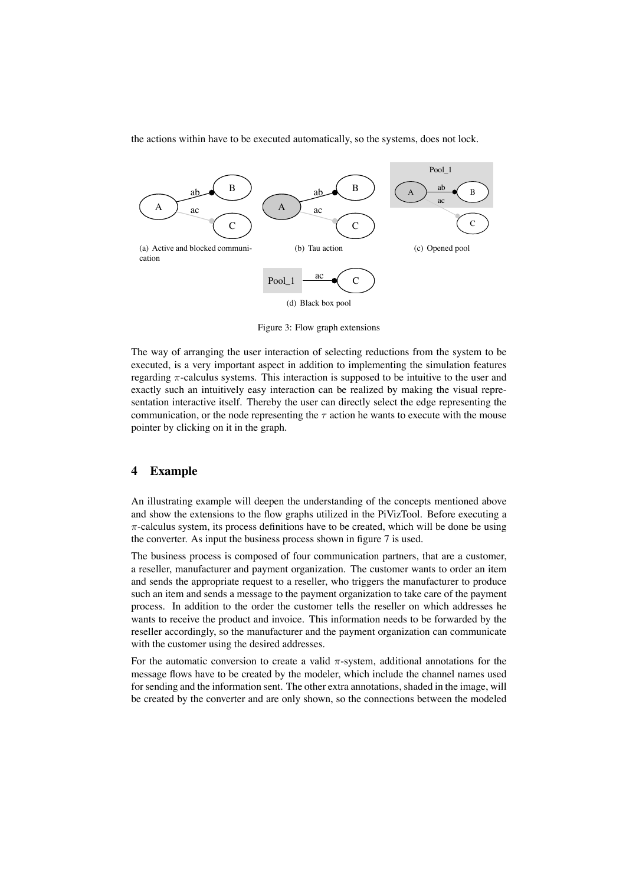the actions within have to be executed automatically, so the systems, does not lock.

(a) Active and blocked communication

(b) Tau action

(c) Opened pool

(d) Black box pool

Figure 3: Flow graph extensions

The way of arranging the user interaction of selecting reductions from the system to be executed, is a very important aspect in addition to implementing the simulation features regarding $\pi$-calculus systems. This interaction is supposed to be intuitive to the user and exactly such an intuitively easy interaction can be realized by making the visual representation interactive itself. Thereby the user can directly select the edge representing the communication, or the node representing the $\tau$ action he wants to execute with the mouse pointer by clicking on it in the graph.

## 4 Example

An illustrating example will deepen the understanding of the concepts mentioned above and show the extensions to the flow graphs utilized in the PiVizTool. Before executing a $\pi$-calculus system, its process definitions have to be created, which will be done be using the converter. As input the business process shown in figure 7 is used.

The business process is composed of four communication partners, that are a customer, a reseller, manufacturer and payment organization. The customer wants to order an item and sends the appropriate request to a reseller, who triggers the manufacturer to produce such an item and sends a message to the payment organization to take care of the payment process. In addition to the order the customer tells the reseller on which addresses he wants to receive the product and invoice. This information needs to be forwarded by the reseller accordingly, so the manufacturer and the payment organization can communicate with the customer using the desired addresses.

For the automatic conversion to create a valid $\pi$-system, additional annotations for the message flows have to be created by the modeler, which include the channel names used for sending and the information sent. The other extra annotations, shaded in the image, will be created by the converter and are only shown, so the connections between the modeled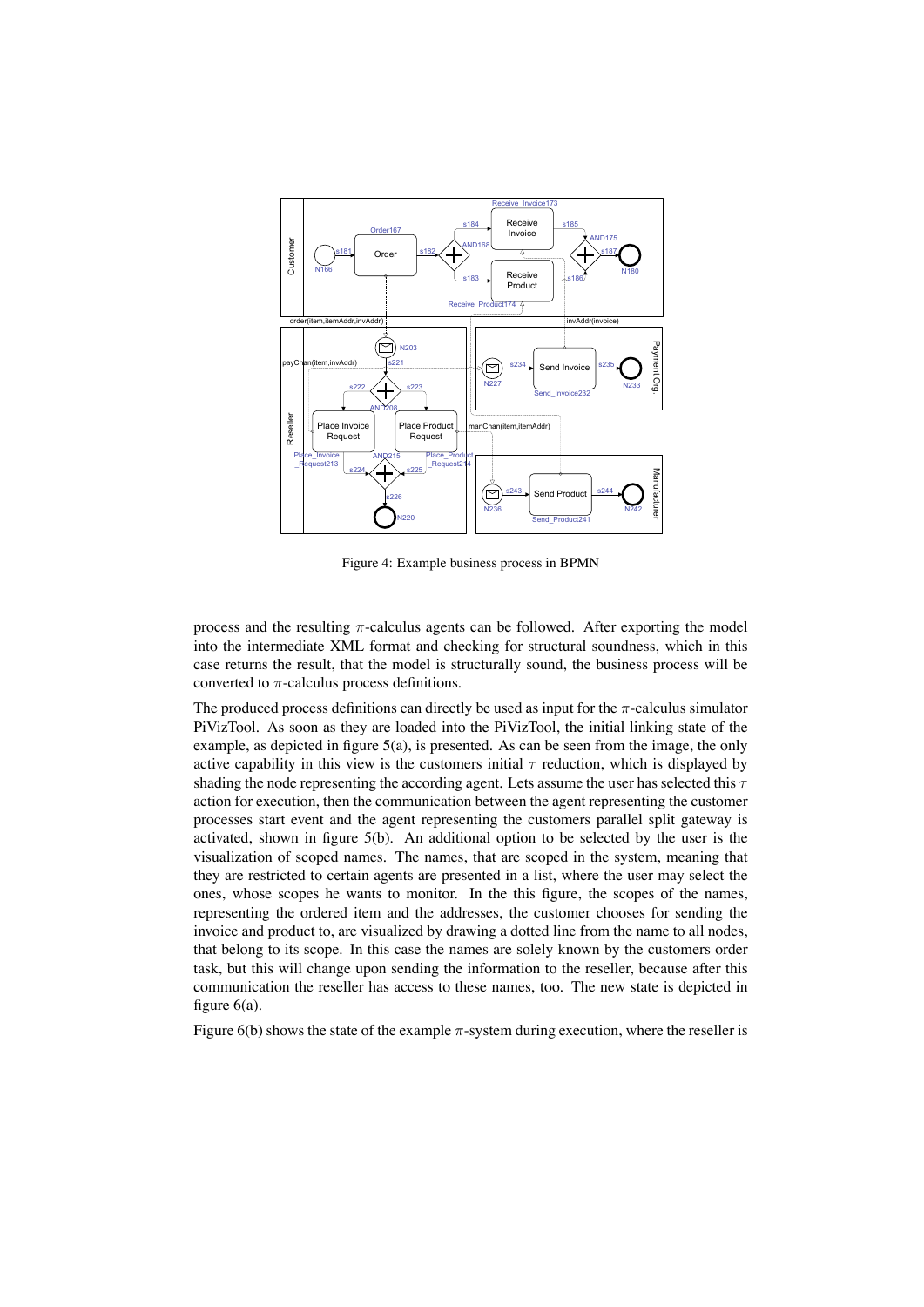Figure 4: Example business process in BPMN

process and the resulting $\pi$-calculus agents can be followed. After exporting the model into the intermediate XML format and checking for structural soundness, which in this case returns the result, that the model is structurally sound, the business process will be converted to $\pi$-calculus process definitions.

The produced process definitions can directly be used as input for the $\pi$-calculus simulator PiVizTool. As soon as they are loaded into the PiVizTool, the initial linking state of the example, as depicted in figure 5(a), is presented. As can be seen from the image, the only active capability in this view is the customers initial $\tau$ reduction, which is displayed by shading the node representing the according agent. Lets assume the user has selected this $\tau$ action for execution, then the communication between the agent representing the customer processes start event and the agent representing the customers parallel split gateway is activated, shown in figure 5(b). An additional option to be selected by the user is the visualization of scoped names. The names, that are scoped in the system, meaning that they are restricted to certain agents are presented in a list, where the user may select the ones, whose scopes he wants to monitor. In the this figure, the scopes of the names, representing the ordered item and the addresses, the customer chooses for sending the invoice and product to, are visualized by drawing a dotted line from the name to all nodes, that belong to its scope. In this case the names are solely known by the customers order task, but this will change upon sending the information to the reseller, because after this communication the reseller has access to these names, too. The new state is depicted in figure 6(a).

Figure 6(b) shows the state of the example $\pi$-system during execution, where the reseller is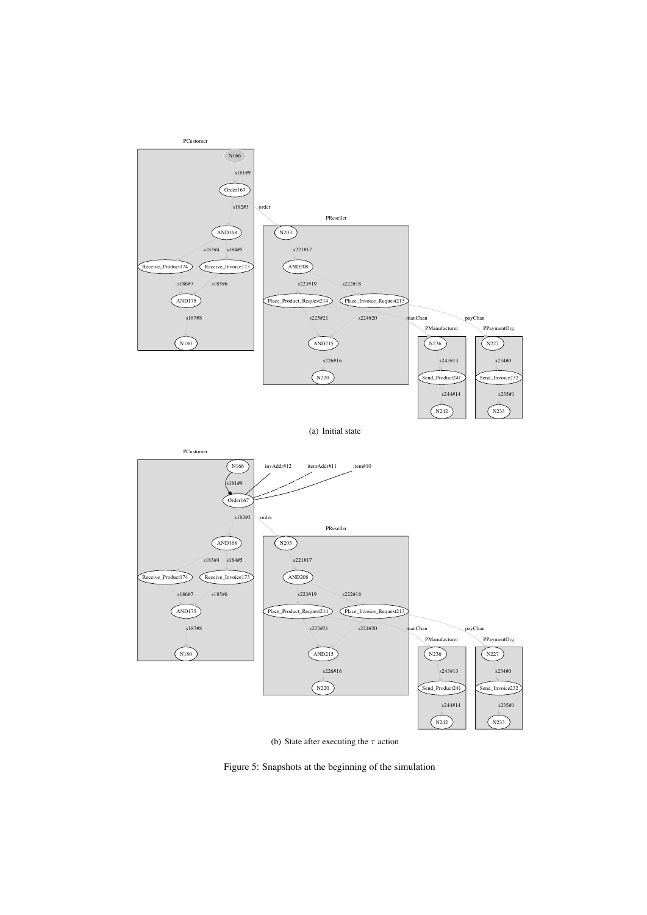(a) Initial state

(b) State after executing the $\tau$ action

Figure 5: Snapshots at the beginning of the simulation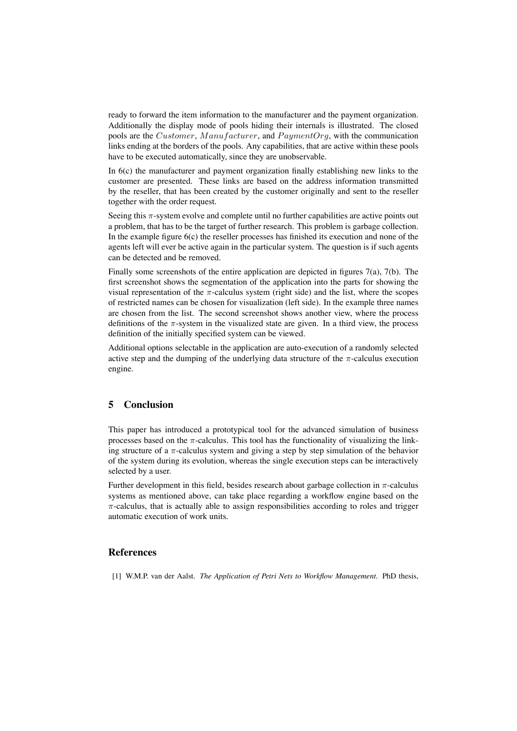ready to forward the item information to the manufacturer and the payment organization. Additionally the display mode of pools hiding their internals is illustrated. The closed pools are the $Customer$, $Manufacturer$, and $PaymentOrg$, with the communication links ending at the borders of the pools. Any capabilities, that are active within these pools have to be executed automatically, since they are unobservable.

In 6(c) the manufacturer and payment organization finally establishing new links to the customer are presented. These links are based on the address information transmitted by the reseller, that has been created by the customer originally and sent to the reseller together with the order request.

Seeing this $\pi$-system evolve and complete until no further capabilities are active points out a problem, that has to be the target of further research. This problem is garbage collection. In the example figure 6(c) the reseller processes has finished its execution and none of the agents left will ever be active again in the particular system. The question is if such agents can be detected and be removed.

Finally some screenshots of the entire application are depicted in figures 7(a), 7(b). The first screenshot shows the segmentation of the application into the parts for showing the visual representation of the $\pi$-calculus system (right side) and the list, where the scopes of restricted names can be chosen for visualization (left side). In the example three names are chosen from the list. The second screenshot shows another view, where the process definitions of the $\pi$-system in the visualized state are given. In a third view, the process definition of the initially specified system can be viewed.

Additional options selectable in the application are auto-execution of a randomly selected active step and the dumping of the underlying data structure of the $\pi$-calculus execution engine.

## 5 Conclusion

This paper has introduced a prototypical tool for the advanced simulation of business processes based on the $\pi$-calculus. This tool has the functionality of visualizing the linking structure of a $\pi$-calculus system and giving a step by step simulation of the behavior of the system during its evolution, whereas the single execution steps can be interactively selected by a user.

Further development in this field, besides research about garbage collection in $\pi$-calculus systems as mentioned above, can take place regarding a workflow engine based on the $\pi$-calculus, that is actually able to assign responsibilities according to roles and trigger automatic execution of work units.

## References

[1] W.M.P. van der Aalst. *The Application of Petri Nets to Workflow Management*. PhD thesis,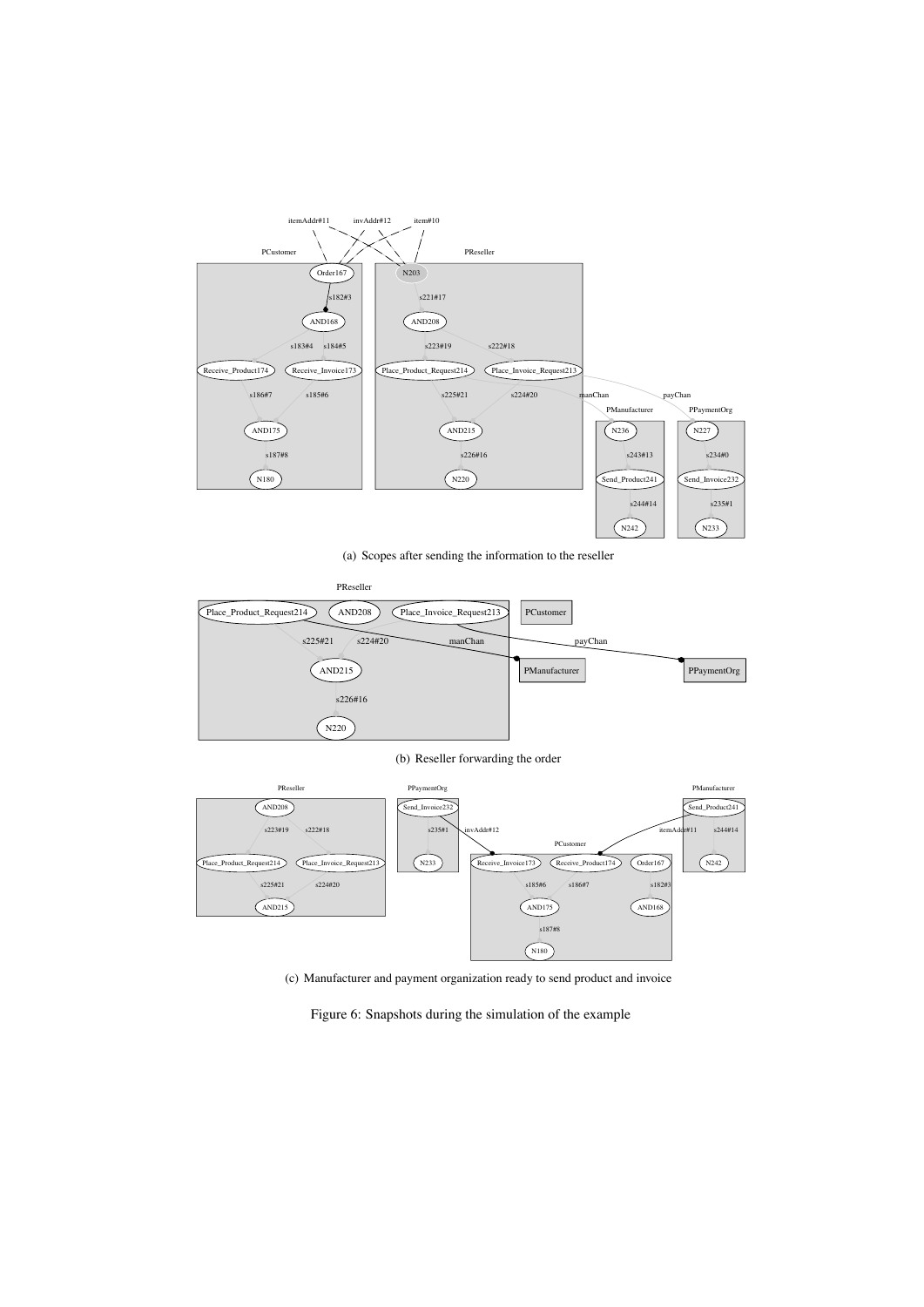(a) Scopes after sending the information to the reseller

(b) Reseller forwarding the order

(c) Manufacturer and payment organization ready to send product and invoice

Figure 6: Snapshots during the simulation of the example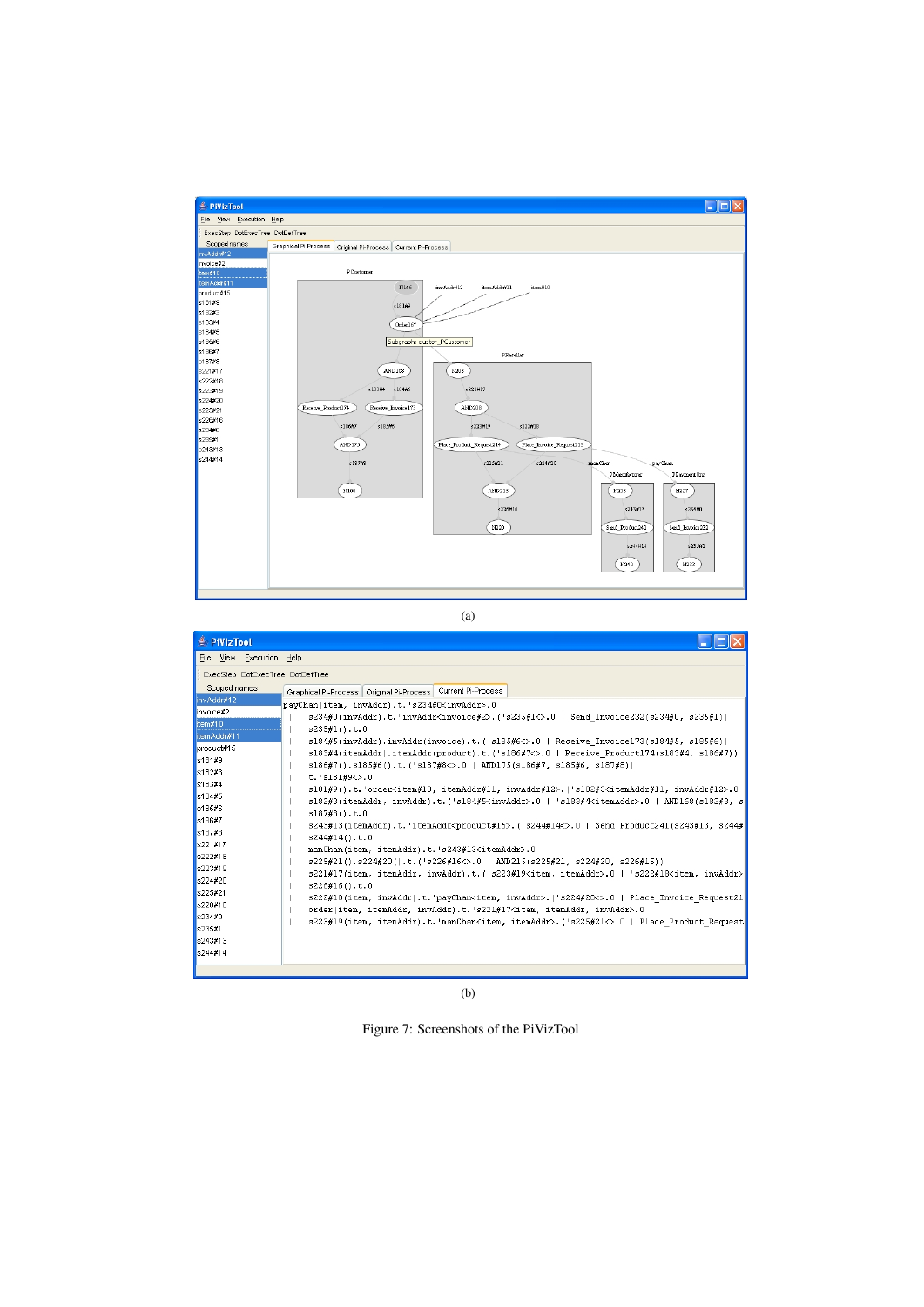(a)

(b)

Figure 7: Screenshots of the PiVizTool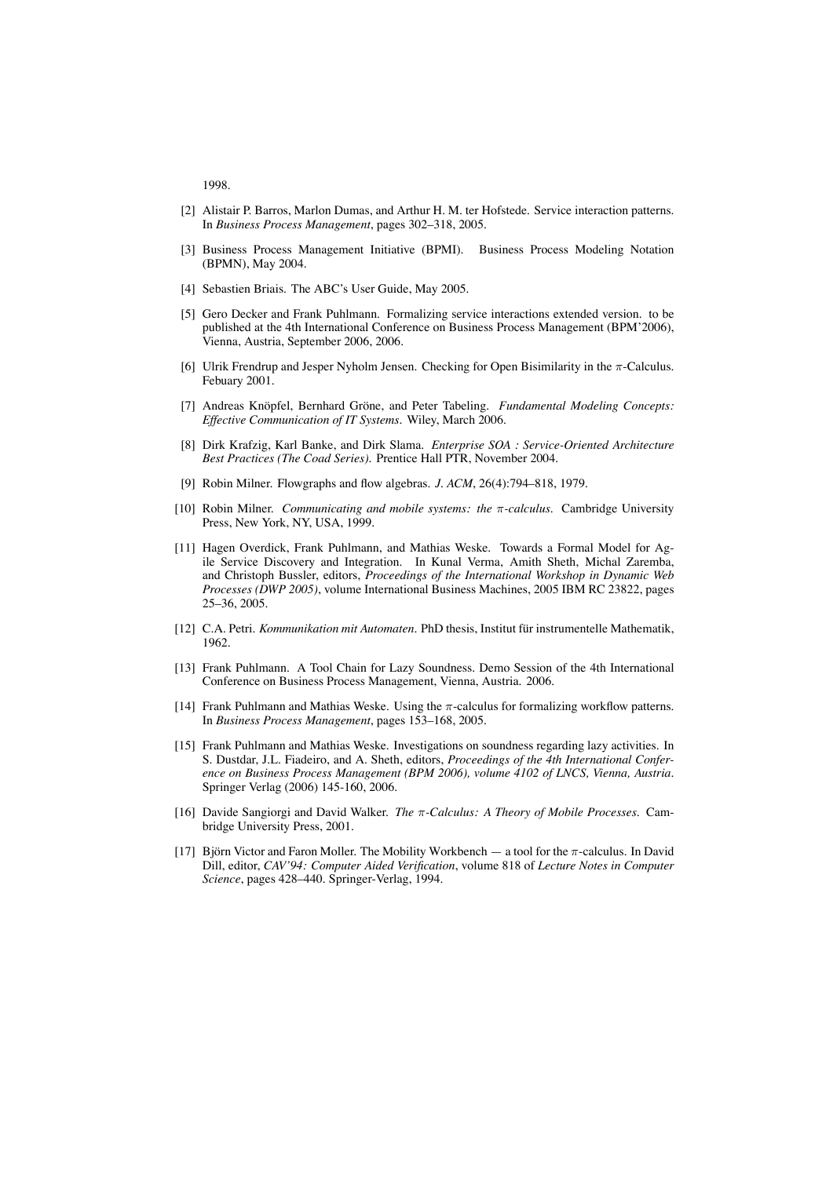1998.

[2] Alistair P. Barros, Marlon Dumas, and Arthur H. M. ter Hofstede. Service interaction patterns. In *Business Process Management*, pages 302–318, 2005.

[3] Business Process Management Initiative (BPMI). Business Process Modeling Notation (BPMN), May 2004.

[4] Sebastien Briais. The ABC's User Guide, May 2005.

[5] Gero Decker and Frank Puhlmann. Formalizing service interactions extended version. to be published at the 4th International Conference on Business Process Management (BPM'2006), Vienna, Austria, September 2006, 2006.

[6] Ulrik Frendrup and Jesper Nyholm Jensen. Checking for Open Bisimilarity in the $\pi$-Calculus. Febuary 2001.

[7] Andreas Knöpfel, Bernhard Gröne, and Peter Tabeling. *Fundamental Modeling Concepts: Effective Communication of IT Systems*. Wiley, March 2006.

[8] Dirk Krafzig, Karl Banke, and Dirk Slama. *Enterprise SOA : Service-Oriented Architecture Best Practices (The Coad Series)*. Prentice Hall PTR, November 2004.

[9] Robin Milner. Flowgraphs and flow algebras. *J. ACM*, 26(4):794–818, 1979.

[10] Robin Milner. *Communicating and mobile systems: the $\pi$-calculus*. Cambridge University Press, New York, NY, USA, 1999.

[11] Hagen Overdick, Frank Puhlmann, and Mathias Weske. Towards a Formal Model for Agile Service Discovery and Integration. In Kunal Verma, Amith Sheth, Michal Zaremba, and Christoph Bussler, editors, *Proceedings of the International Workshop in Dynamic Web Processes (DWP 2005)*, volume International Business Machines, 2005 IBM RC 23822, pages 25–36, 2005.

[12] C.A. Petri. *Kommunikation mit Automaten*. PhD thesis, Institut für instrumentelle Mathematik, 1962.

[13] Frank Puhlmann. A Tool Chain for Lazy Soundness. Demo Session of the 4th International Conference on Business Process Management, Vienna, Austria. 2006.

[14] Frank Puhlmann and Mathias Weske. Using the $\pi$-calculus for formalizing workflow patterns. In *Business Process Management*, pages 153–168, 2005.

[15] Frank Puhlmann and Mathias Weske. Investigations on soundness regarding lazy activities. In S. Dustdar, J.L. Fiadeiro, and A. Sheth, editors, *Proceedings of the 4th International Conference on Business Process Management (BPM 2006), volume 4102 of LNCS, Vienna, Austria*. Springer Verlag (2006) 145-160, 2006.

[16] Davide Sangiorgi and David Walker. *The $\pi$-Calculus: A Theory of Mobile Processes*. Cambridge University Press, 2001.

[17] Björn Victor and Faron Moller. The Mobility Workbench — a tool for the $\pi$-calculus. In David Dill, editor, *CAV'94: Computer Aided Verification*, volume 818 of *Lecture Notes in Computer Science*, pages 428–440. Springer-Verlag, 1994.